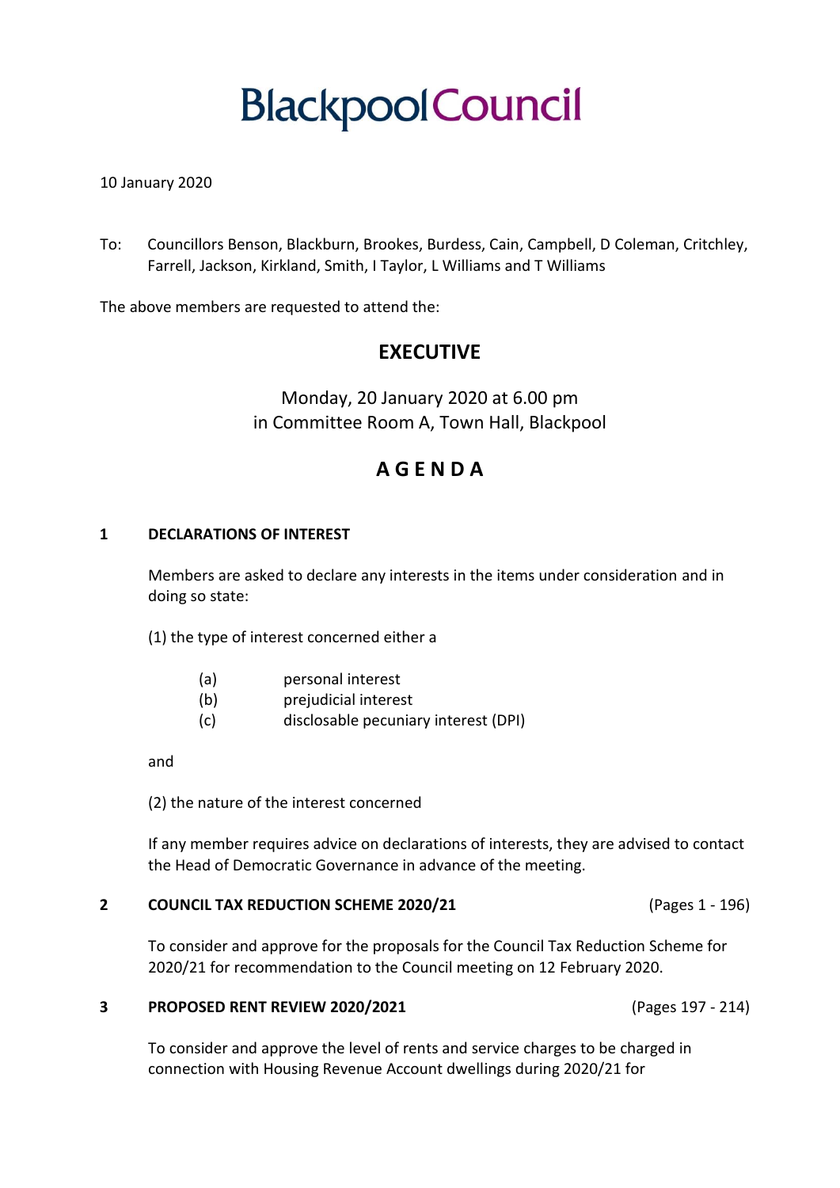# Blackpool Council

10 January 2020

To: Councillors Benson, Blackburn, Brookes, Burdess, Cain, Campbell, D Coleman, Critchley, Farrell, Jackson, Kirkland, Smith, I Taylor, L Williams and T Williams

The above members are requested to attend the:

## EXECUTIVE

Monday, 20 January 2020 at 6.00 pm
in Committee Room A, Town Hall, Blackpool

## A G E N D A

**1 DECLARATIONS OF INTEREST**

Members are asked to declare any interests in the items under consideration and in doing so state:

(1) the type of interest concerned either a

(a) personal interest
(b) prejudicial interest
(c) disclosable pecuniary interest (DPI)

and

(2) the nature of the interest concerned

If any member requires advice on declarations of interests, they are advised to contact the Head of Democratic Governance in advance of the meeting.

**2 COUNCIL TAX REDUCTION SCHEME 2020/21** (Pages 1 - 196)

To consider and approve for the proposals for the Council Tax Reduction Scheme for 2020/21 for recommendation to the Council meeting on 12 February 2020.

**3 PROPOSED RENT REVIEW 2020/2021** (Pages 197 - 214)

To consider and approve the level of rents and service charges to be charged in connection with Housing Revenue Account dwellings during 2020/21 for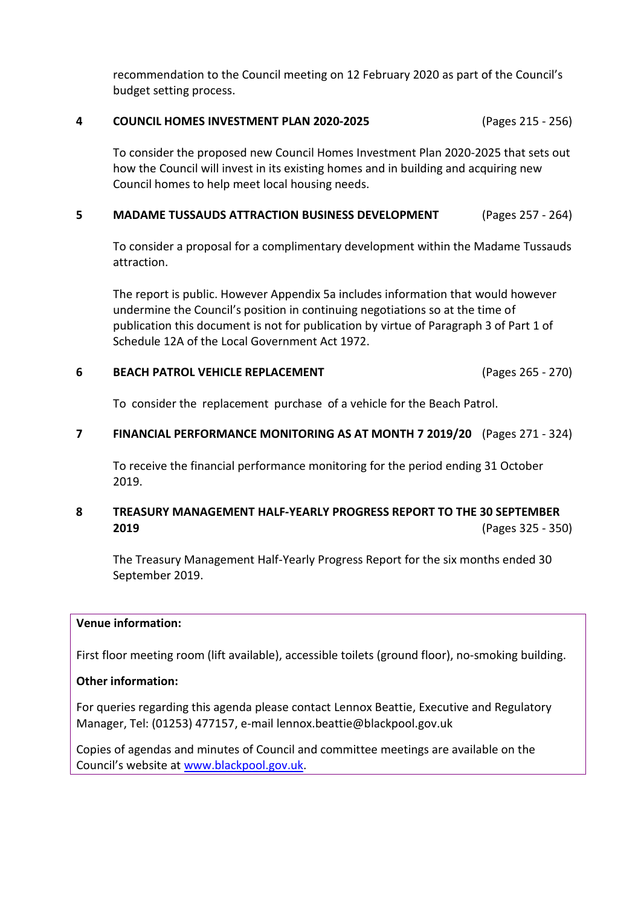recommendation to the Council meeting on 12 February 2020 as part of the Council's budget setting process.

**4 COUNCIL HOMES INVESTMENT PLAN 2020-2025** (Pages 215 - 256)

To consider the proposed new Council Homes Investment Plan 2020-2025 that sets out how the Council will invest in its existing homes and in building and acquiring new Council homes to help meet local housing needs.

**5 MADAME TUSSAUDS ATTRACTION BUSINESS DEVELOPMENT** (Pages 257 - 264)

To consider a proposal for a complimentary development within the Madame Tussauds attraction.

The report is public. However Appendix 5a includes information that would however undermine the Council's position in continuing negotiations so at the time of publication this document is not for publication by virtue of Paragraph 3 of Part 1 of Schedule 12A of the Local Government Act 1972.

**6 BEACH PATROL VEHICLE REPLACEMENT** (Pages 265 - 270)

To consider the replacement purchase of a vehicle for the Beach Patrol.

**7 FINANCIAL PERFORMANCE MONITORING AS AT MONTH 7 2019/20** (Pages 271 - 324)

To receive the financial performance monitoring for the period ending 31 October 2019.

**8 TREASURY MANAGEMENT HALF-YEARLY PROGRESS REPORT TO THE 30 SEPTEMBER 2019** (Pages 325 - 350)

The Treasury Management Half-Yearly Progress Report for the six months ended 30 September 2019.

**Venue information:**

First floor meeting room (lift available), accessible toilets (ground floor), no-smoking building.

**Other information:**

For queries regarding this agenda please contact Lennox Beattie, Executive and Regulatory Manager, Tel: (01253) 477157, e-mail lennox.beattie@blackpool.gov.uk

Copies of agendas and minutes of Council and committee meetings are available on the Council's website at www.blackpool.gov.uk.